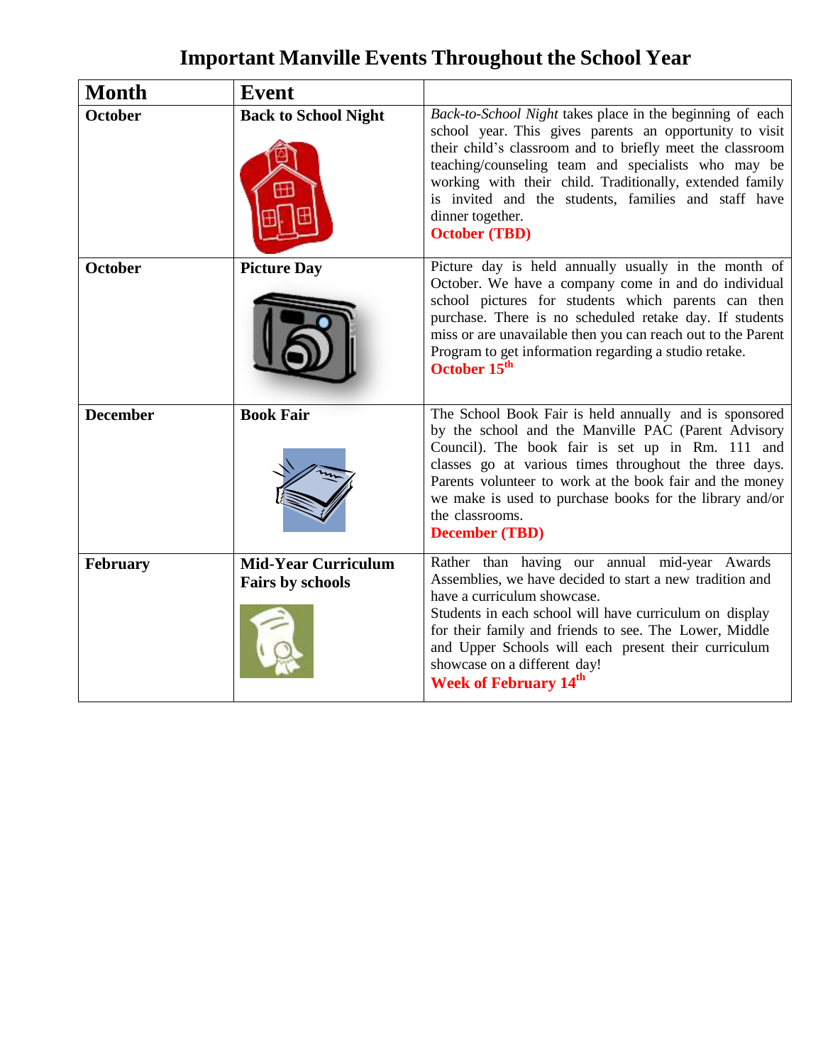# Important Manville Events Throughout the School Year

| Month | Event | |
|---|---|---|
| **October** | **Back to School Night** | *Back-to-School Night* takes place in the beginning of each school year. This gives parents an opportunity to visit their child's classroom and to briefly meet the classroom teaching/counseling team and specialists who may be working with their child. Traditionally, extended family is invited and the students, families and staff have dinner together. **October (TBD)** |
| **October** | **Picture Day** | Picture day is held annually usually in the month of October. We have a company come in and do individual school pictures for students which parents can then purchase. There is no scheduled retake day. If students miss or are unavailable then you can reach out to the Parent Program to get information regarding a studio retake. **October 15th** |
| **December** | **Book Fair** | The School Book Fair is held annually and is sponsored by the school and the Manville PAC (Parent Advisory Council). The book fair is set up in Rm. 111 and classes go at various times throughout the three days. Parents volunteer to work at the book fair and the money we make is used to purchase books for the library and/or the classrooms. **December (TBD)** |
| **February** | **Mid-Year Curriculum Fairs by schools** | Rather than having our annual mid-year Awards Assemblies, we have decided to start a new tradition and have a curriculum showcase. Students in each school will have curriculum on display for their family and friends to see. The Lower, Middle and Upper Schools will each present their curriculum showcase on a different day! **Week of February 14th** |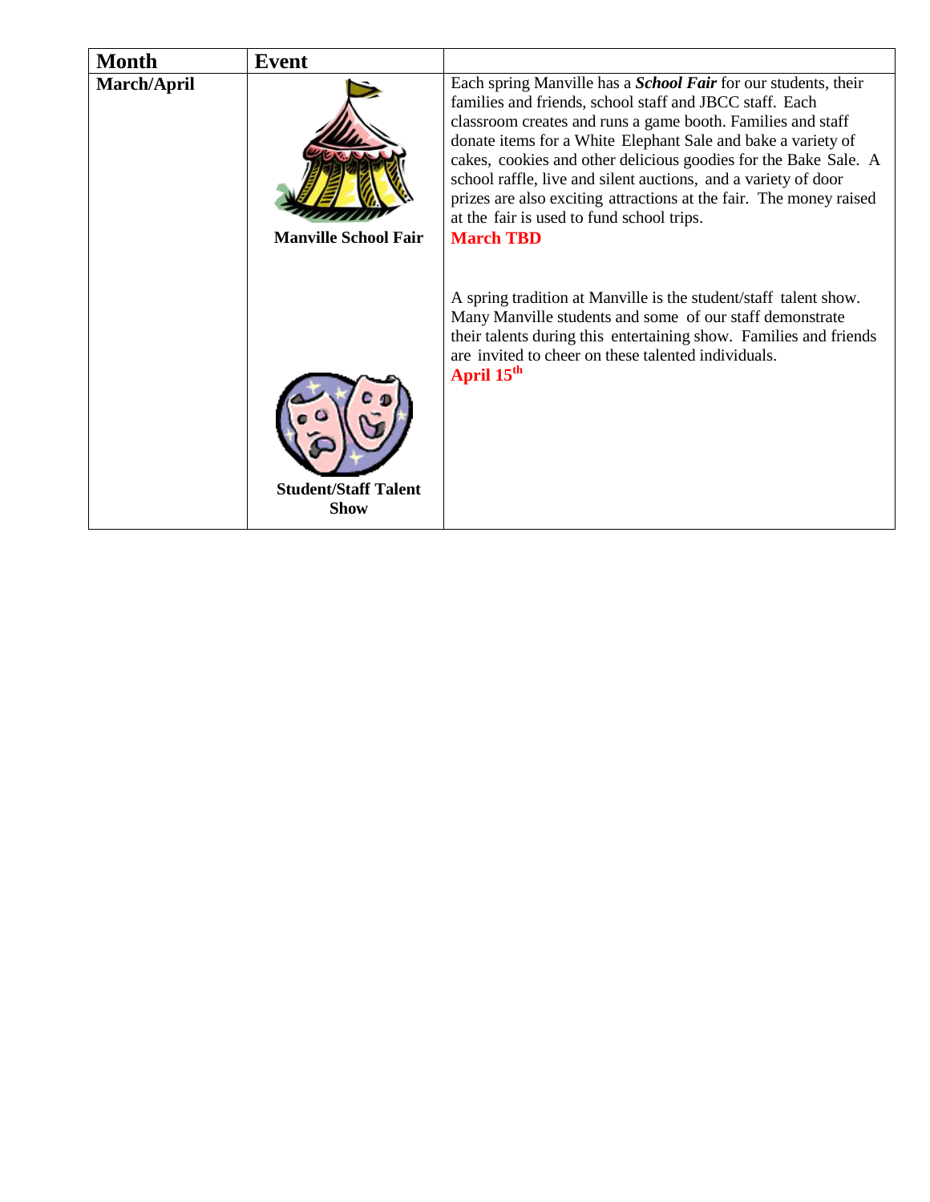| Month | Event | |
|---|---|---|
| **March/April** | **Manville School Fair** | Each spring Manville has a ***School Fair*** for our students, their families and friends, school staff and JBCC staff. Each classroom creates and runs a game booth. Families and staff donate items for a White Elephant Sale and bake a variety of cakes, cookies and other delicious goodies for the Bake Sale. A school raffle, live and silent auctions, and a variety of door prizes are also exciting attractions at the fair. The money raised at the fair is used to fund school trips. **March TBD** |
| | **Student/Staff Talent Show** | A spring tradition at Manville is the student/staff talent show. Many Manville students and some of our staff demonstrate their talents during this entertaining show. Families and friends are invited to cheer on these talented individuals. **April 15th** |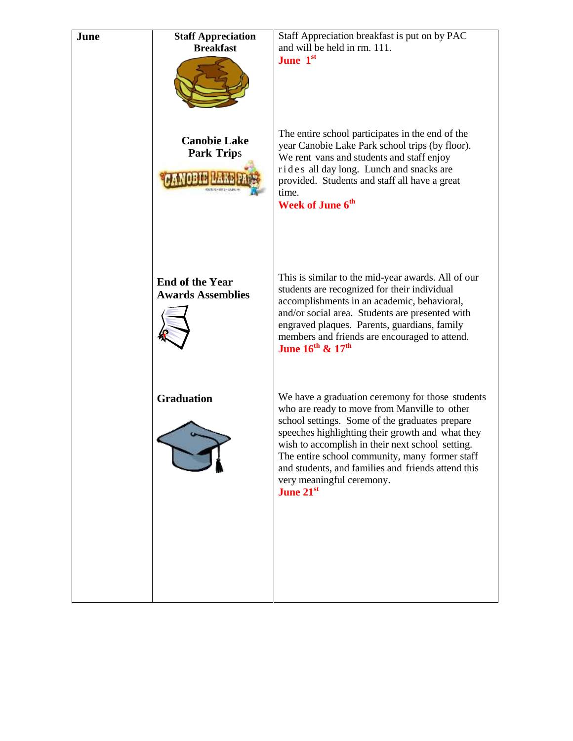| June | Staff Appreciation Breakfast | Staff Appreciation breakfast is put on by PAC and will be held in rm. 111. **June 1st** |
| --- | --- | --- |
| | Canobie Lake Park Trips | The entire school participates in the end of the year Canobie Lake Park school trips (by floor). We rent vans and students and staff enjoy rides all day long. Lunch and snacks are provided. Students and staff all have a great time. **Week of June 6th** |
| | End of the Year Awards Assemblies | This is similar to the mid-year awards. All of our students are recognized for their individual accomplishments in an academic, behavioral, and/or social area. Students are presented with engraved plaques. Parents, guardians, family members and friends are encouraged to attend. **June 16th & 17th** |
| | Graduation | We have a graduation ceremony for those students who are ready to move from Manville to other school settings. Some of the graduates prepare speeches highlighting their growth and what they wish to accomplish in their next school setting. The entire school community, many former staff and students, and families and friends attend this very meaningful ceremony. **June 21st** |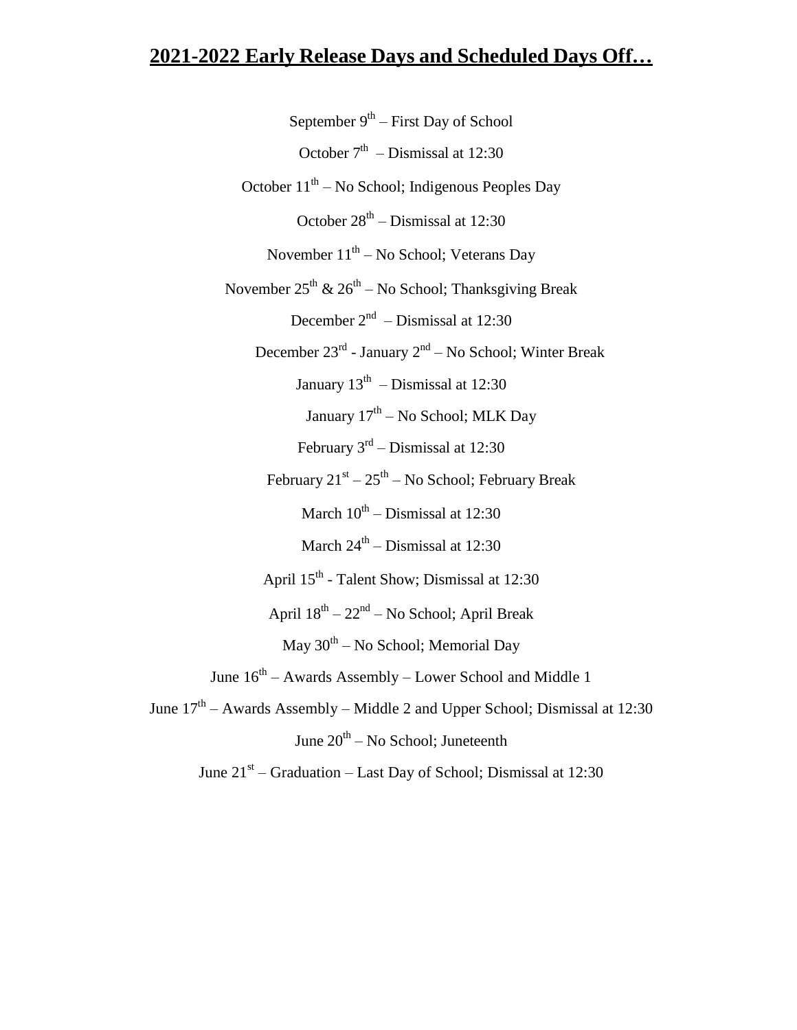# 2021-2022 Early Release Days and Scheduled Days Off…

September 9th – First Day of School

October 7th – Dismissal at 12:30

October 11th – No School; Indigenous Peoples Day

October 28th – Dismissal at 12:30

November 11th – No School; Veterans Day

November 25th & 26th – No School; Thanksgiving Break

December 2nd – Dismissal at 12:30

December 23rd - January 2nd – No School; Winter Break

January 13th – Dismissal at 12:30

January 17th – No School; MLK Day

February 3rd – Dismissal at 12:30

February 21st – 25th – No School; February Break

March 10th – Dismissal at 12:30

March 24th – Dismissal at 12:30

April 15th - Talent Show; Dismissal at 12:30

April 18th – 22nd – No School; April Break

May 30th – No School; Memorial Day

June 16th – Awards Assembly – Lower School and Middle 1

June 17th – Awards Assembly – Middle 2 and Upper School; Dismissal at 12:30

June 20th – No School; Juneteenth

June 21st – Graduation – Last Day of School; Dismissal at 12:30